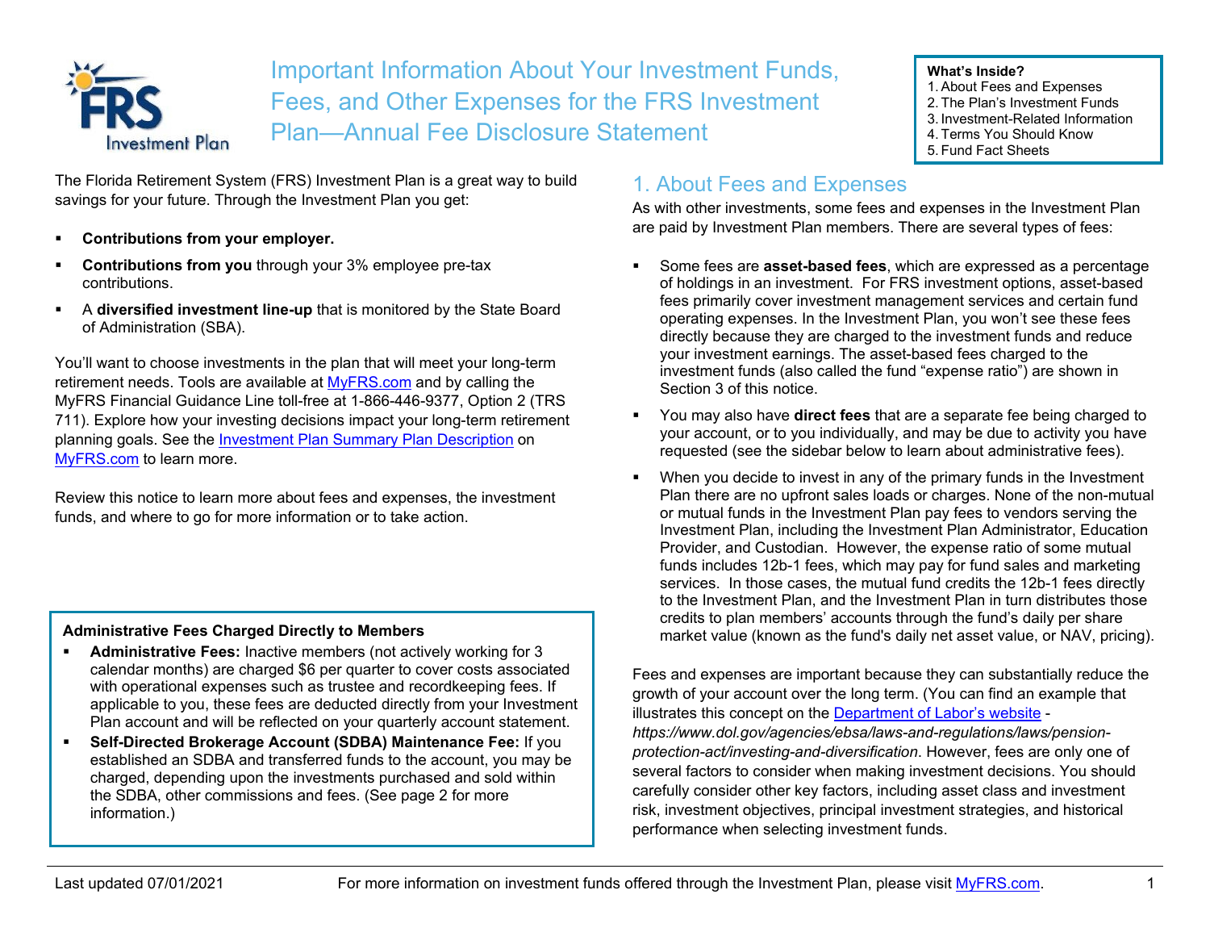# Important Information About Your Investment Funds, Fees, and Other Expenses for the FRS Investment Plan—Annual Fee Disclosure Statement

**What's Inside?**
1. About Fees and Expenses
2. The Plan's Investment Funds
3. Investment-Related Information
4. Terms You Should Know
5. Fund Fact Sheets

The Florida Retirement System (FRS) Investment Plan is a great way to build savings for your future. Through the Investment Plan you get:

- **Contributions from your employer.**
- **Contributions from you** through your 3% employee pre-tax contributions.
- A **diversified investment line-up** that is monitored by the State Board of Administration (SBA).

You'll want to choose investments in the plan that will meet your long-term retirement needs. Tools are available at MyFRS.com and by calling the MyFRS Financial Guidance Line toll-free at 1-866-446-9377, Option 2 (TRS 711). Explore how your investing decisions impact your long-term retirement planning goals. See the Investment Plan Summary Plan Description on MyFRS.com to learn more.

Review this notice to learn more about fees and expenses, the investment funds, and where to go for more information or to take action.

**Administrative Fees Charged Directly to Members**

- **Administrative Fees:** Inactive members (not actively working for 3 calendar months) are charged $6 per quarter to cover costs associated with operational expenses such as trustee and recordkeeping fees. If applicable to you, these fees are deducted directly from your Investment Plan account and will be reflected on your quarterly account statement.
- **Self-Directed Brokerage Account (SDBA) Maintenance Fee:** If you established an SDBA and transferred funds to the account, you may be charged, depending upon the investments purchased and sold within the SDBA, other commissions and fees. (See page 2 for more information.)

## 1. About Fees and Expenses

As with other investments, some fees and expenses in the Investment Plan are paid by Investment Plan members. There are several types of fees:

- Some fees are **asset-based fees**, which are expressed as a percentage of holdings in an investment. For FRS investment options, asset-based fees primarily cover investment management services and certain fund operating expenses. In the Investment Plan, you won't see these fees directly because they are charged to the investment funds and reduce your investment earnings. The asset-based fees charged to the investment funds (also called the fund "expense ratio") are shown in Section 3 of this notice.
- You may also have **direct fees** that are a separate fee being charged to your account, or to you individually, and may be due to activity you have requested (see the sidebar below to learn about administrative fees).
- When you decide to invest in any of the primary funds in the Investment Plan there are no upfront sales loads or charges. None of the non-mutual or mutual funds in the Investment Plan pay fees to vendors serving the Investment Plan, including the Investment Plan Administrator, Education Provider, and Custodian. However, the expense ratio of some mutual funds includes 12b-1 fees, which may pay for fund sales and marketing services. In those cases, the mutual fund credits the 12b-1 fees directly to the Investment Plan, and the Investment Plan in turn distributes those credits to plan members' accounts through the fund's daily per share market value (known as the fund's daily net asset value, or NAV, pricing).

Fees and expenses are important because they can substantially reduce the growth of your account over the long term. (You can find an example that illustrates this concept on the Department of Labor's website - *https://www.dol.gov/agencies/ebsa/laws-and-regulations/laws/pension-protection-act/investing-and-diversification*. However, fees are only one of several factors to consider when making investment decisions. You should carefully consider other key factors, including asset class and investment risk, investment objectives, principal investment strategies, and historical performance when selecting investment funds.

Last updated 07/01/2021 — For more information on investment funds offered through the Investment Plan, please visit MyFRS.com.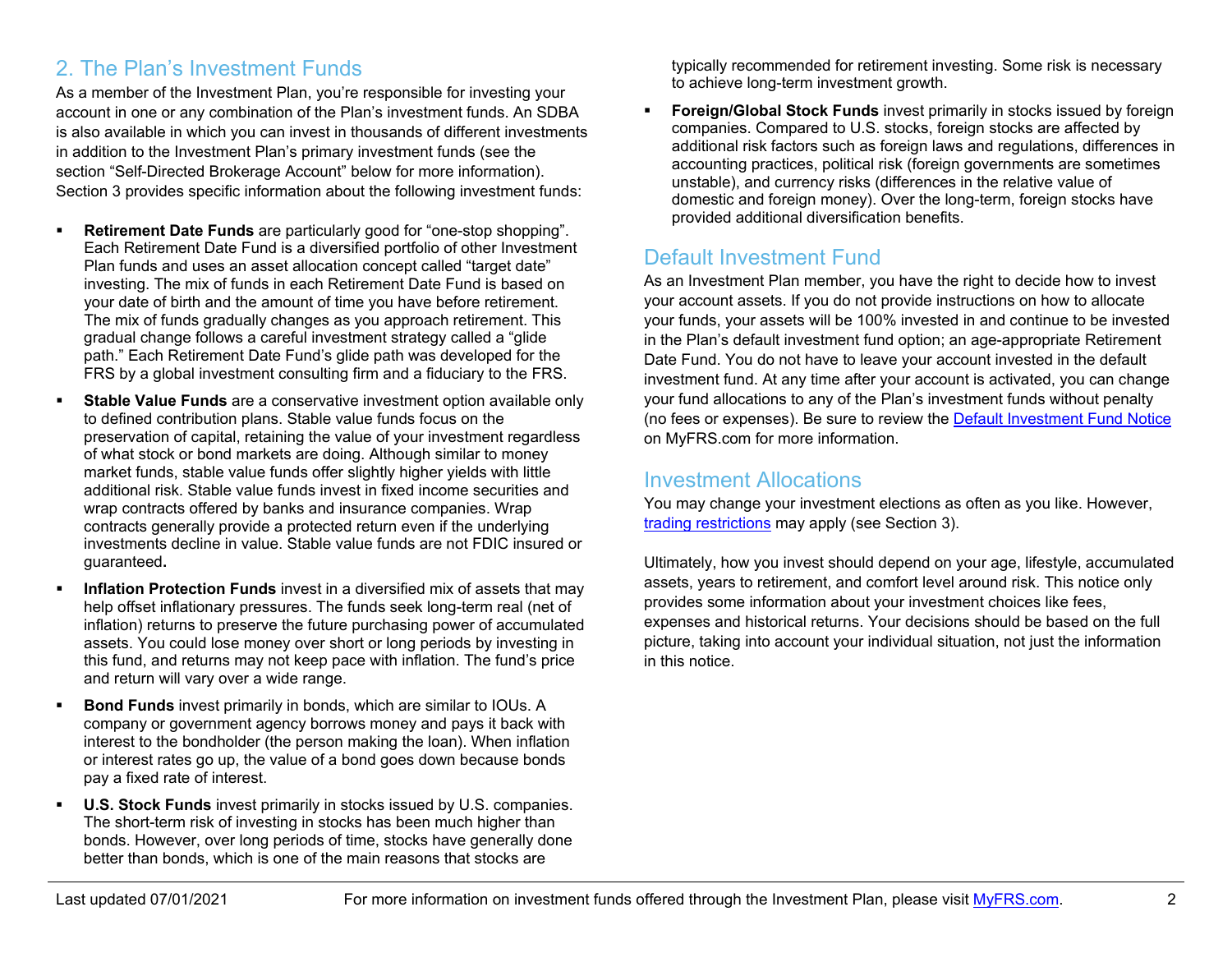## 2. The Plan's Investment Funds

As a member of the Investment Plan, you're responsible for investing your account in one or any combination of the Plan's investment funds. An SDBA is also available in which you can invest in thousands of different investments in addition to the Investment Plan's primary investment funds (see the section "Self-Directed Brokerage Account" below for more information). Section 3 provides specific information about the following investment funds:

- **Retirement Date Funds** are particularly good for "one-stop shopping". Each Retirement Date Fund is a diversified portfolio of other Investment Plan funds and uses an asset allocation concept called "target date" investing. The mix of funds in each Retirement Date Fund is based on your date of birth and the amount of time you have before retirement. The mix of funds gradually changes as you approach retirement. This gradual change follows a careful investment strategy called a "glide path." Each Retirement Date Fund's glide path was developed for the FRS by a global investment consulting firm and a fiduciary to the FRS.
- **Stable Value Funds** are a conservative investment option available only to defined contribution plans. Stable value funds focus on the preservation of capital, retaining the value of your investment regardless of what stock or bond markets are doing. Although similar to money market funds, stable value funds offer slightly higher yields with little additional risk. Stable value funds invest in fixed income securities and wrap contracts offered by banks and insurance companies. Wrap contracts generally provide a protected return even if the underlying investments decline in value. Stable value funds are not FDIC insured or guaranteed**.**
- **Inflation Protection Funds** invest in a diversified mix of assets that may help offset inflationary pressures. The funds seek long-term real (net of inflation) returns to preserve the future purchasing power of accumulated assets. You could lose money over short or long periods by investing in this fund, and returns may not keep pace with inflation. The fund's price and return will vary over a wide range.
- **Bond Funds** invest primarily in bonds, which are similar to IOUs. A company or government agency borrows money and pays it back with interest to the bondholder (the person making the loan). When inflation or interest rates go up, the value of a bond goes down because bonds pay a fixed rate of interest.
- **U.S. Stock Funds** invest primarily in stocks issued by U.S. companies. The short-term risk of investing in stocks has been much higher than bonds. However, over long periods of time, stocks have generally done better than bonds, which is one of the main reasons that stocks are typically recommended for retirement investing. Some risk is necessary to achieve long-term investment growth.
- **Foreign/Global Stock Funds** invest primarily in stocks issued by foreign companies. Compared to U.S. stocks, foreign stocks are affected by additional risk factors such as foreign laws and regulations, differences in accounting practices, political risk (foreign governments are sometimes unstable), and currency risks (differences in the relative value of domestic and foreign money). Over the long-term, foreign stocks have provided additional diversification benefits.

## Default Investment Fund

As an Investment Plan member, you have the right to decide how to invest your account assets. If you do not provide instructions on how to allocate your funds, your assets will be 100% invested in and continue to be invested in the Plan's default investment fund option; an age-appropriate Retirement Date Fund. You do not have to leave your account invested in the default investment fund. At any time after your account is activated, you can change your fund allocations to any of the Plan's investment funds without penalty (no fees or expenses). Be sure to review the Default Investment Fund Notice on MyFRS.com for more information.

## Investment Allocations

You may change your investment elections as often as you like. However, trading restrictions may apply (see Section 3).

Ultimately, how you invest should depend on your age, lifestyle, accumulated assets, years to retirement, and comfort level around risk. This notice only provides some information about your investment choices like fees, expenses and historical returns. Your decisions should be based on the full picture, taking into account your individual situation, not just the information in this notice.

Last updated 07/01/2021 For more information on investment funds offered through the Investment Plan, please visit MyFRS.com.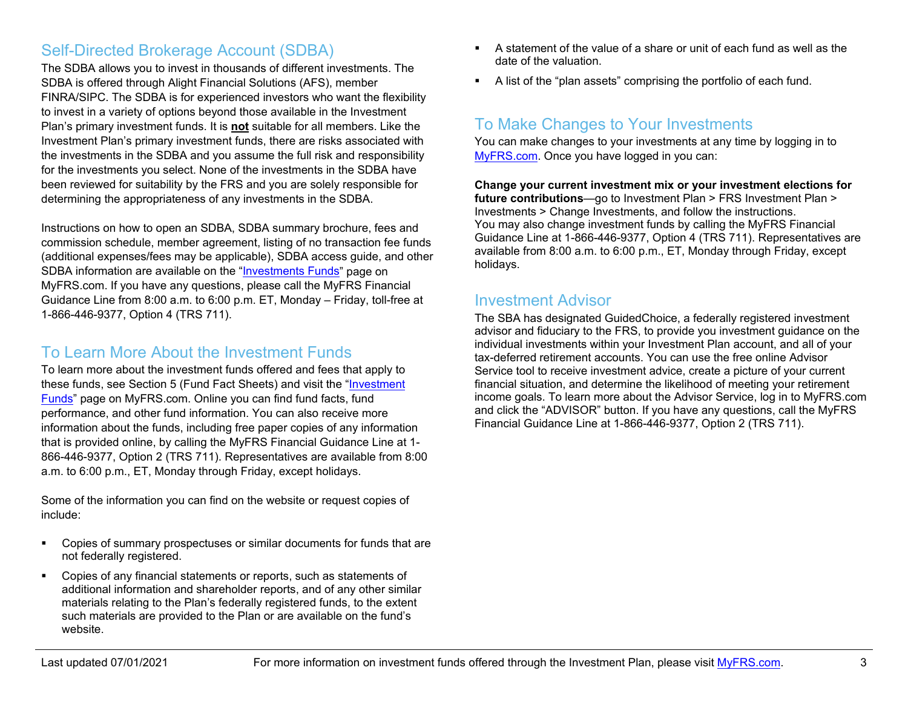## Self-Directed Brokerage Account (SDBA)

The SDBA allows you to invest in thousands of different investments. The SDBA is offered through Alight Financial Solutions (AFS), member FINRA/SIPC. The SDBA is for experienced investors who want the flexibility to invest in a variety of options beyond those available in the Investment Plan's primary investment funds. It is **not** suitable for all members. Like the Investment Plan's primary investment funds, there are risks associated with the investments in the SDBA and you assume the full risk and responsibility for the investments you select. None of the investments in the SDBA have been reviewed for suitability by the FRS and you are solely responsible for determining the appropriateness of any investments in the SDBA.

Instructions on how to open an SDBA, SDBA summary brochure, fees and commission schedule, member agreement, listing of no transaction fee funds (additional expenses/fees may be applicable), SDBA access guide, and other SDBA information are available on the "Investments Funds" page on MyFRS.com. If you have any questions, please call the MyFRS Financial Guidance Line from 8:00 a.m. to 6:00 p.m. ET, Monday – Friday, toll-free at 1-866-446-9377, Option 4 (TRS 711).

## To Learn More About the Investment Funds

To learn more about the investment funds offered and fees that apply to these funds, see Section 5 (Fund Fact Sheets) and visit the "Investment Funds" page on MyFRS.com. Online you can find fund facts, fund performance, and other fund information. You can also receive more information about the funds, including free paper copies of any information that is provided online, by calling the MyFRS Financial Guidance Line at 1-866-446-9377, Option 2 (TRS 711). Representatives are available from 8:00 a.m. to 6:00 p.m., ET, Monday through Friday, except holidays.

Some of the information you can find on the website or request copies of include:

- Copies of summary prospectuses or similar documents for funds that are not federally registered.
- Copies of any financial statements or reports, such as statements of additional information and shareholder reports, and of any other similar materials relating to the Plan's federally registered funds, to the extent such materials are provided to the Plan or are available on the fund's website.
- A statement of the value of a share or unit of each fund as well as the date of the valuation.
- A list of the "plan assets" comprising the portfolio of each fund.

## To Make Changes to Your Investments

You can make changes to your investments at any time by logging in to MyFRS.com. Once you have logged in you can:

**Change your current investment mix or your investment elections for future contributions**—go to Investment Plan > FRS Investment Plan > Investments > Change Investments, and follow the instructions. You may also change investment funds by calling the MyFRS Financial Guidance Line at 1-866-446-9377, Option 4 (TRS 711). Representatives are available from 8:00 a.m. to 6:00 p.m., ET, Monday through Friday, except holidays.

## Investment Advisor

The SBA has designated GuidedChoice, a federally registered investment advisor and fiduciary to the FRS, to provide you investment guidance on the individual investments within your Investment Plan account, and all of your tax-deferred retirement accounts. You can use the free online Advisor Service tool to receive investment advice, create a picture of your current financial situation, and determine the likelihood of meeting your retirement income goals. To learn more about the Advisor Service, log in to MyFRS.com and click the "ADVISOR" button. If you have any questions, call the MyFRS Financial Guidance Line at 1-866-446-9377, Option 2 (TRS 711).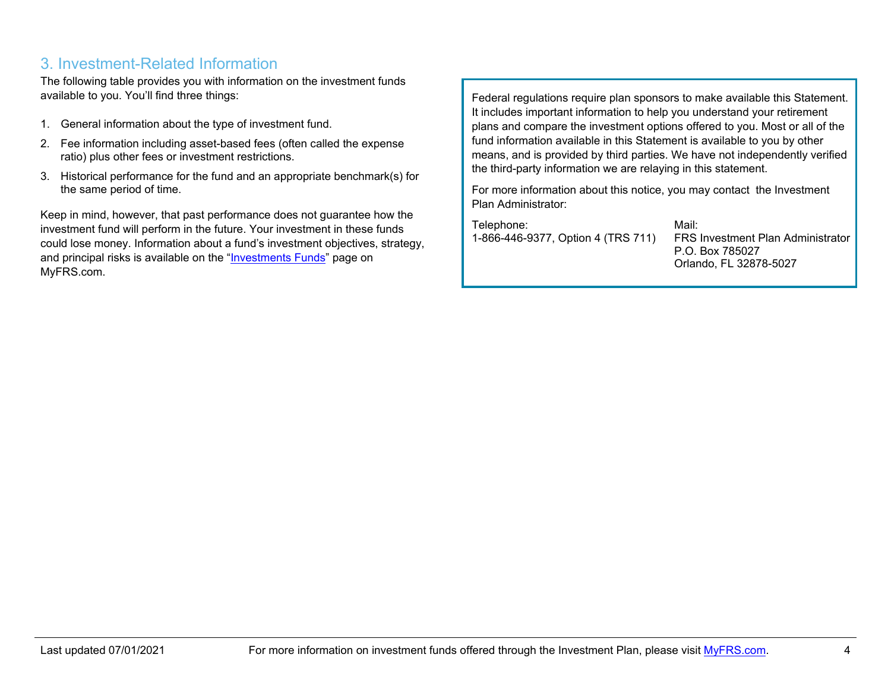## 3. Investment-Related Information

The following table provides you with information on the investment funds available to you. You'll find three things:

1. General information about the type of investment fund.
2. Fee information including asset-based fees (often called the expense ratio) plus other fees or investment restrictions.
3. Historical performance for the fund and an appropriate benchmark(s) for the same period of time.

Keep in mind, however, that past performance does not guarantee how the investment fund will perform in the future. Your investment in these funds could lose money. Information about a fund's investment objectives, strategy, and principal risks is available on the "[Investments Funds]" page on MyFRS.com.

Federal regulations require plan sponsors to make available this Statement. It includes important information to help you understand your retirement plans and compare the investment options offered to you. Most or all of the fund information available in this Statement is available to you by other means, and is provided by third parties. We have not independently verified the third-party information we are relaying in this statement.

For more information about this notice, you may contact the Investment Plan Administrator:

Telephone:
1-866-446-9377, Option 4 (TRS 711)

Mail:
FRS Investment Plan Administrator
P.O. Box 785027
Orlando, FL 32878-5027

Last updated 07/01/2021

For more information on investment funds offered through the Investment Plan, please visit MyFRS.com.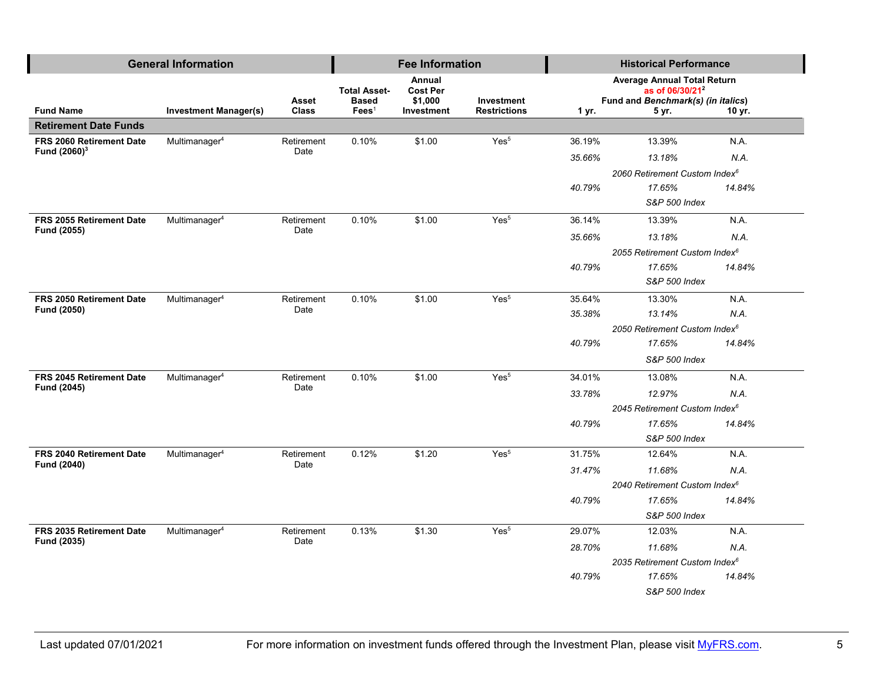| General Information | | | Fee Information | | | Historical Performance | | |
|---|---|---|---|---|---|---|---|---|
| | | | | | | Average Annual Total Return as of 06/30/21[2] Fund and *Benchmark(s) (in italics)* | | |
| **Fund Name** | **Investment Manager(s)** | **Asset Class** | **Total Asset-Based Fees**[1] | **Annual Cost Per $1,000 Investment** | **Investment Restrictions** | **1 yr.** | **5 yr.** | **10 yr.** |
| **Retirement Date Funds** | | | | | | | | |
| **FRS 2060 Retirement Date Fund (2060)**[3] | Multimanager[4] | Retirement Date | 0.10% | $1.00 | Yes[5] | 36.19% | 13.39% | N.A. |
| | | | | | | *35.66%* | *13.18%* | *N.A.* |
| | | | | | | *2060 Retirement Custom Index*[6] | | |
| | | | | | | *40.79%* | *17.65%* | *14.84%* |
| | | | | | | *S&P 500 Index* | | |
| **FRS 2055 Retirement Date Fund (2055)** | Multimanager[4] | Retirement Date | 0.10% | $1.00 | Yes[5] | 36.14% | 13.39% | N.A. |
| | | | | | | *35.66%* | *13.18%* | *N.A.* |
| | | | | | | *2055 Retirement Custom Index*[6] | | |
| | | | | | | *40.79%* | *17.65%* | *14.84%* |
| | | | | | | *S&P 500 Index* | | |
| **FRS 2050 Retirement Date Fund (2050)** | Multimanager[4] | Retirement Date | 0.10% | $1.00 | Yes[5] | 35.64% | 13.30% | N.A. |
| | | | | | | *35.38%* | *13.14%* | *N.A.* |
| | | | | | | *2050 Retirement Custom Index*[6] | | |
| | | | | | | *40.79%* | *17.65%* | *14.84%* |
| | | | | | | *S&P 500 Index* | | |
| **FRS 2045 Retirement Date Fund (2045)** | Multimanager[4] | Retirement Date | 0.10% | $1.00 | Yes[5] | 34.01% | 13.08% | N.A. |
| | | | | | | *33.78%* | *12.97%* | *N.A.* |
| | | | | | | *2045 Retirement Custom Index*[6] | | |
| | | | | | | *40.79%* | *17.65%* | *14.84%* |
| | | | | | | *S&P 500 Index* | | |
| **FRS 2040 Retirement Date Fund (2040)** | Multimanager[4] | Retirement Date | 0.12% | $1.20 | Yes[5] | 31.75% | 12.64% | N.A. |
| | | | | | | *31.47%* | *11.68%* | *N.A.* |
| | | | | | | *2040 Retirement Custom Index*[6] | | |
| | | | | | | *40.79%* | *17.65%* | *14.84%* |
| | | | | | | *S&P 500 Index* | | |
| **FRS 2035 Retirement Date Fund (2035)** | Multimanager[4] | Retirement Date | 0.13% | $1.30 | Yes[5] | 29.07% | 12.03% | N.A. |
| | | | | | | *28.70%* | *11.68%* | *N.A.* |
| | | | | | | *2035 Retirement Custom Index*[6] | | |
| | | | | | | *40.79%* | *17.65%* | *14.84%* |
| | | | | | | *S&P 500 Index* | | |

Last updated 07/01/2021 For more information on investment funds offered through the Investment Plan, please visit [MyFRS.com](MyFRS.com).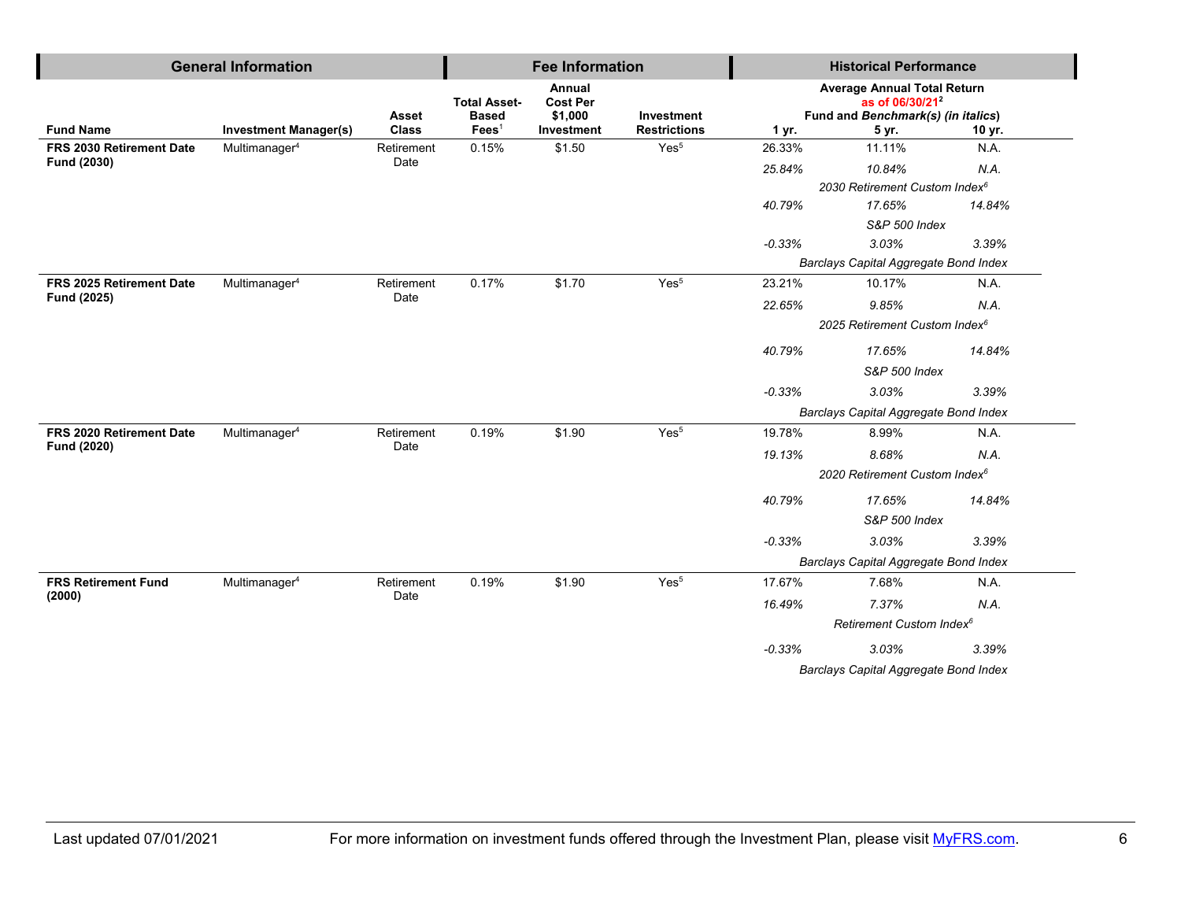| General Information | | | Fee Information | | | Historical Performance | | |
|---|---|---|---|---|---|---|---|---|
| | | | | | | Average Annual Total Return as of 06/30/21[2] Fund and *Benchmark(s) (in italics)* | | |
| **Fund Name** | **Investment Manager(s)** | **Asset Class** | **Total Asset-Based Fees**[1] | **Annual Cost Per $1,000 Investment** | **Investment Restrictions** | **1 yr.** | **5 yr.** | **10 yr.** |
| **FRS 2030 Retirement Date Fund (2030)** | Multimanager[4] | Retirement Date | 0.15% | $1.50 | Yes[5] | 26.33% | 11.11% | N.A. |
| | | | | | | *25.84%* | *10.84%* | *N.A.* |
| | | | | | | | *2030 Retirement Custom Index*[6] | |
| | | | | | | *40.79%* | *17.65%* | *14.84%* |
| | | | | | | | *S&P 500 Index* | |
| | | | | | | *-0.33%* | *3.03%* | *3.39%* |
| | | | | | | | *Barclays Capital Aggregate Bond Index* | |
| **FRS 2025 Retirement Date Fund (2025)** | Multimanager[4] | Retirement Date | 0.17% | $1.70 | Yes[5] | 23.21% | 10.17% | N.A. |
| | | | | | | *22.65%* | *9.85%* | *N.A.* |
| | | | | | | | *2025 Retirement Custom Index*[6] | |
| | | | | | | *40.79%* | *17.65%* | *14.84%* |
| | | | | | | | *S&P 500 Index* | |
| | | | | | | *-0.33%* | *3.03%* | *3.39%* |
| | | | | | | | *Barclays Capital Aggregate Bond Index* | |
| **FRS 2020 Retirement Date Fund (2020)** | Multimanager[4] | Retirement Date | 0.19% | $1.90 | Yes[5] | 19.78% | 8.99% | N.A. |
| | | | | | | *19.13%* | *8.68%* | *N.A.* |
| | | | | | | | *2020 Retirement Custom Index*[6] | |
| | | | | | | *40.79%* | *17.65%* | *14.84%* |
| | | | | | | | *S&P 500 Index* | |
| | | | | | | *-0.33%* | *3.03%* | *3.39%* |
| | | | | | | | *Barclays Capital Aggregate Bond Index* | |
| **FRS Retirement Fund (2000)** | Multimanager[4] | Retirement Date | 0.19% | $1.90 | Yes[5] | 17.67% | 7.68% | N.A. |
| | | | | | | *16.49%* | *7.37%* | *N.A.* |
| | | | | | | | *Retirement Custom Index*[6] | |
| | | | | | | *-0.33%* | *3.03%* | *3.39%* |
| | | | | | | | *Barclays Capital Aggregate Bond Index* | |

Last updated 07/01/2021 For more information on investment funds offered through the Investment Plan, please visit MyFRS.com.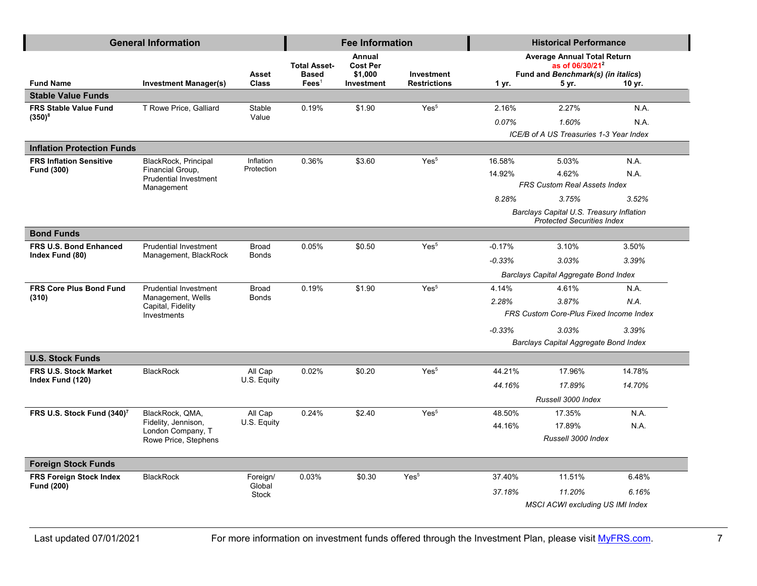| General Information | | | Fee Information | | | Historical Performance | | |
|---|---|---|---|---|---|---|---|---|
| | | | | | | Average Annual Total Return as of 06/30/21[2] Fund and *Benchmark(s) (in italics)* | | |
| **Fund Name** | **Investment Manager(s)** | **Asset Class** | **Total Asset-Based Fees**[1] | **Annual Cost Per $1,000 Investment** | **Investment Restrictions** | **1 yr.** | **5 yr.** | **10 yr.** |
| **Stable Value Funds** | | | | | | | | |
| **FRS Stable Value Fund (350)**[8] | T Rowe Price, Galliard | Stable Value | 0.19% | $1.90 | Yes[5] | 2.16% | 2.27% | N.A. |
| | | | | | | *0.07%* | *1.60%* | N.A. |
| | | | | | | *ICE/B of A US Treasuries 1-3 Year Index* | | |
| **Inflation Protection Funds** | | | | | | | | |
| **FRS Inflation Sensitive Fund (300)** | BlackRock, Principal Financial Group, Prudential Investment Management | Inflation Protection | 0.36% | $3.60 | Yes[5] | 16.58% | 5.03% | N.A. |
| | | | | | | 14.92% | 4.62% | N.A. |
| | | | | | | *FRS Custom Real Assets Index* | | |
| | | | | | | *8.28%* | *3.75%* | *3.52%* |
| | | | | | | *Barclays Capital U.S. Treasury Inflation Protected Securities Index* | | |
| **Bond Funds** | | | | | | | | |
| **FRS U.S. Bond Enhanced Index Fund (80)** | Prudential Investment Management, BlackRock | Broad Bonds | 0.05% | $0.50 | Yes[5] | -0.17% | 3.10% | 3.50% |
| | | | | | | *-0.33%* | *3.03%* | *3.39%* |
| | | | | | | *Barclays Capital Aggregate Bond Index* | | |
| **FRS Core Plus Bond Fund (310)** | Prudential Investment Management, Wells Capital, Fidelity Investments | Broad Bonds | 0.19% | $1.90 | Yes[5] | 4.14% | 4.61% | N.A. |
| | | | | | | *2.28%* | *3.87%* | *N.A.* |
| | | | | | | *FRS Custom Core-Plus Fixed Income Index* | | |
| | | | | | | *-0.33%* | *3.03%* | *3.39%* |
| | | | | | | *Barclays Capital Aggregate Bond Index* | | |
| **U.S. Stock Funds** | | | | | | | | |
| **FRS U.S. Stock Market Index Fund (120)** | BlackRock | All Cap U.S. Equity | 0.02% | $0.20 | Yes[5] | 44.21% | 17.96% | 14.78% |
| | | | | | | *44.16%* | *17.89%* | *14.70%* |
| | | | | | | *Russell 3000 Index* | | |
| **FRS U.S. Stock Fund (340)**[7] | BlackRock, QMA, Fidelity, Jennison, London Company, T Rowe Price, Stephens | All Cap U.S. Equity | 0.24% | $2.40 | Yes[5] | 48.50% | 17.35% | N.A. |
| | | | | | | 44.16% | 17.89% | N.A. |
| | | | | | | *Russell 3000 Index* | | |
| **Foreign Stock Funds** | | | | | | | | |
| **FRS Foreign Stock Index Fund (200)** | BlackRock | Foreign/ Global Stock | 0.03% | $0.30 | Yes[5] | 37.40% | 11.51% | 6.48% |
| | | | | | | *37.18%* | *11.20%* | *6.16%* |
| | | | | | | *MSCI ACWI excluding US IMI Index* | | |

Last updated 07/01/2021 For more information on investment funds offered through the Investment Plan, please visit MyFRS.com.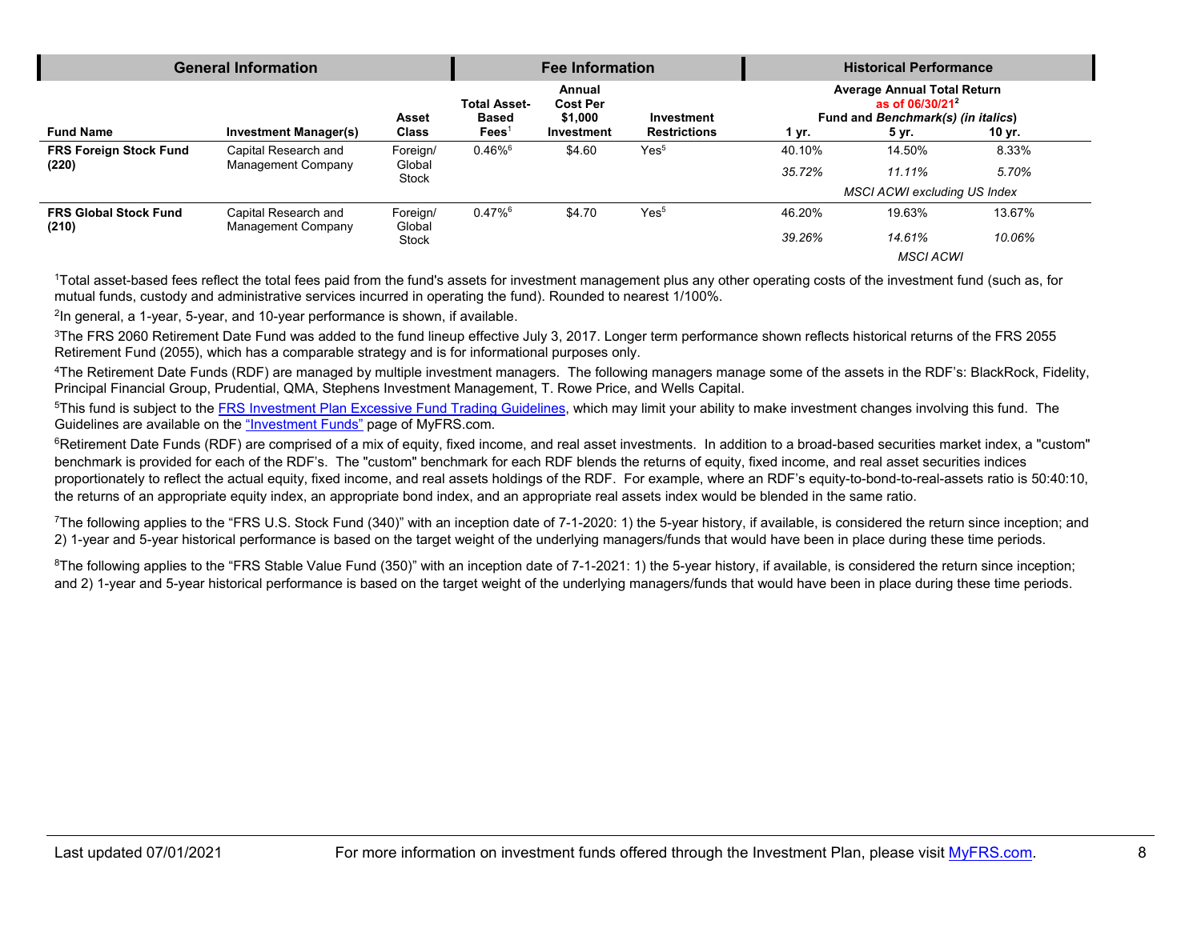| General Information | | | Fee Information | | | Historical Performance | | |
|---|---|---|---|---|---|---|---|---|
| | | | | | | Average Annual Total Return as of 06/30/21[2] Fund and *Benchmark(s) (in italics)* | | |
| Fund Name | Investment Manager(s) | Asset Class | Total Asset-Based Fees[1] | Annual Cost Per $1,000 Investment | Investment Restrictions | 1 yr. | 5 yr. | 10 yr. |
| **FRS Foreign Stock Fund (220)** | Capital Research and Management Company | Foreign/ Global Stock | 0.46%[6] | $4.60 | Yes[5] | 40.10% | 14.50% | 8.33% |
| | | | | | | *35.72%* | *11.11%* | *5.70%* |
| | | | | | | *MSCI ACWI excluding US Index* | | |
| **FRS Global Stock Fund (210)** | Capital Research and Management Company | Foreign/ Global Stock | 0.47%[6] | $4.70 | Yes[5] | 46.20% | 19.63% | 13.67% |
| | | | | | | *39.26%* | *14.61%* | *10.06%* |
| | | | | | | *MSCI ACWI* | | |

[1]Total asset-based fees reflect the total fees paid from the fund's assets for investment management plus any other operating costs of the investment fund (such as, for mutual funds, custody and administrative services incurred in operating the fund). Rounded to nearest 1/100%.

[2]In general, a 1-year, 5-year, and 10-year performance is shown, if available.

[3]The FRS 2060 Retirement Date Fund was added to the fund lineup effective July 3, 2017. Longer term performance shown reflects historical returns of the FRS 2055 Retirement Fund (2055), which has a comparable strategy and is for informational purposes only.

[4]The Retirement Date Funds (RDF) are managed by multiple investment managers. The following managers manage some of the assets in the RDF's: BlackRock, Fidelity, Principal Financial Group, Prudential, QMA, Stephens Investment Management, T. Rowe Price, and Wells Capital.

[5]This fund is subject to the FRS Investment Plan Excessive Fund Trading Guidelines, which may limit your ability to make investment changes involving this fund. The Guidelines are available on the "Investment Funds" page of MyFRS.com.

[6]Retirement Date Funds (RDF) are comprised of a mix of equity, fixed income, and real asset investments. In addition to a broad-based securities market index, a "custom" benchmark is provided for each of the RDF's. The "custom" benchmark for each RDF blends the returns of equity, fixed income, and real asset securities indices proportionately to reflect the actual equity, fixed income, and real assets holdings of the RDF. For example, where an RDF's equity-to-bond-to-real-assets ratio is 50:40:10, the returns of an appropriate equity index, an appropriate bond index, and an appropriate real assets index would be blended in the same ratio.

[7]The following applies to the "FRS U.S. Stock Fund (340)" with an inception date of 7-1-2020: 1) the 5-year history, if available, is considered the return since inception; and 2) 1-year and 5-year historical performance is based on the target weight of the underlying managers/funds that would have been in place during these time periods.

[8]The following applies to the "FRS Stable Value Fund (350)" with an inception date of 7-1-2021: 1) the 5-year history, if available, is considered the return since inception; and 2) 1-year and 5-year historical performance is based on the target weight of the underlying managers/funds that would have been in place during these time periods.

Last updated 07/01/2021 For more information on investment funds offered through the Investment Plan, please visit MyFRS.com.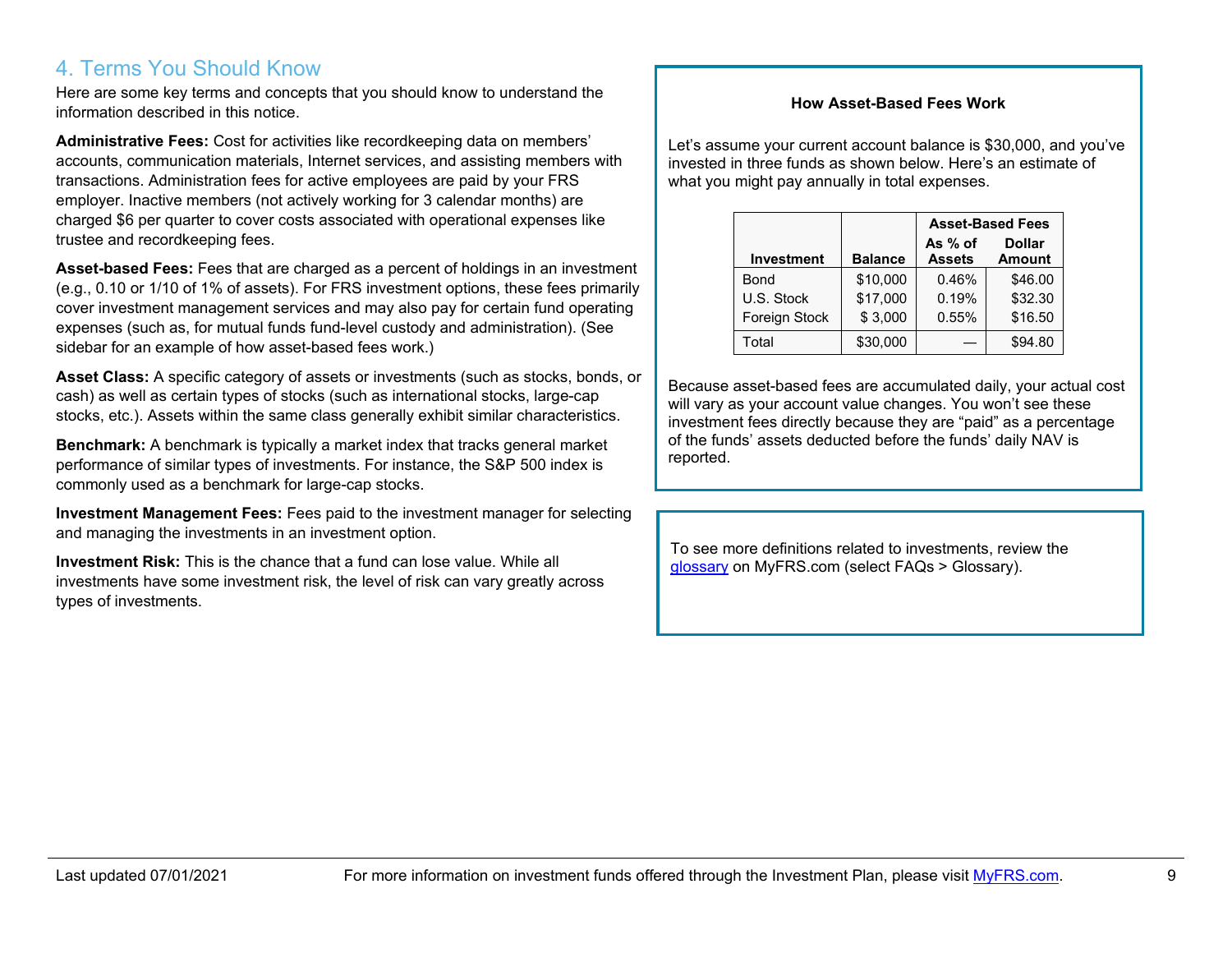## 4. Terms You Should Know

Here are some key terms and concepts that you should know to understand the information described in this notice.

**Administrative Fees:** Cost for activities like recordkeeping data on members' accounts, communication materials, Internet services, and assisting members with transactions. Administration fees for active employees are paid by your FRS employer. Inactive members (not actively working for 3 calendar months) are charged $6 per quarter to cover costs associated with operational expenses like trustee and recordkeeping fees.

**Asset-based Fees:** Fees that are charged as a percent of holdings in an investment (e.g., 0.10 or 1/10 of 1% of assets). For FRS investment options, these fees primarily cover investment management services and may also pay for certain fund operating expenses (such as, for mutual funds fund-level custody and administration). (See sidebar for an example of how asset-based fees work.)

**Asset Class:** A specific category of assets or investments (such as stocks, bonds, or cash) as well as certain types of stocks (such as international stocks, large-cap stocks, etc.). Assets within the same class generally exhibit similar characteristics.

**Benchmark:** A benchmark is typically a market index that tracks general market performance of similar types of investments. For instance, the S&P 500 index is commonly used as a benchmark for large-cap stocks.

**Investment Management Fees:** Fees paid to the investment manager for selecting and managing the investments in an investment option.

**Investment Risk:** This is the chance that a fund can lose value. While all investments have some investment risk, the level of risk can vary greatly across types of investments.

**How Asset-Based Fees Work**

Let's assume your current account balance is $30,000, and you've invested in three funds as shown below. Here's an estimate of what you might pay annually in total expenses.

| Investment | Balance | Asset-Based Fees As % of Assets | Asset-Based Fees Dollar Amount |
|---|---|---|---|
| Bond | $10,000 | 0.46% | $46.00 |
| U.S. Stock | $17,000 | 0.19% | $32.30 |
| Foreign Stock | $ 3,000 | 0.55% | $16.50 |
| Total | $30,000 | — | $94.80 |

Because asset-based fees are accumulated daily, your actual cost will vary as your account value changes. You won't see these investment fees directly because they are "paid" as a percentage of the funds' assets deducted before the funds' daily NAV is reported.

To see more definitions related to investments, review the glossary on MyFRS.com (select FAQs > Glossary).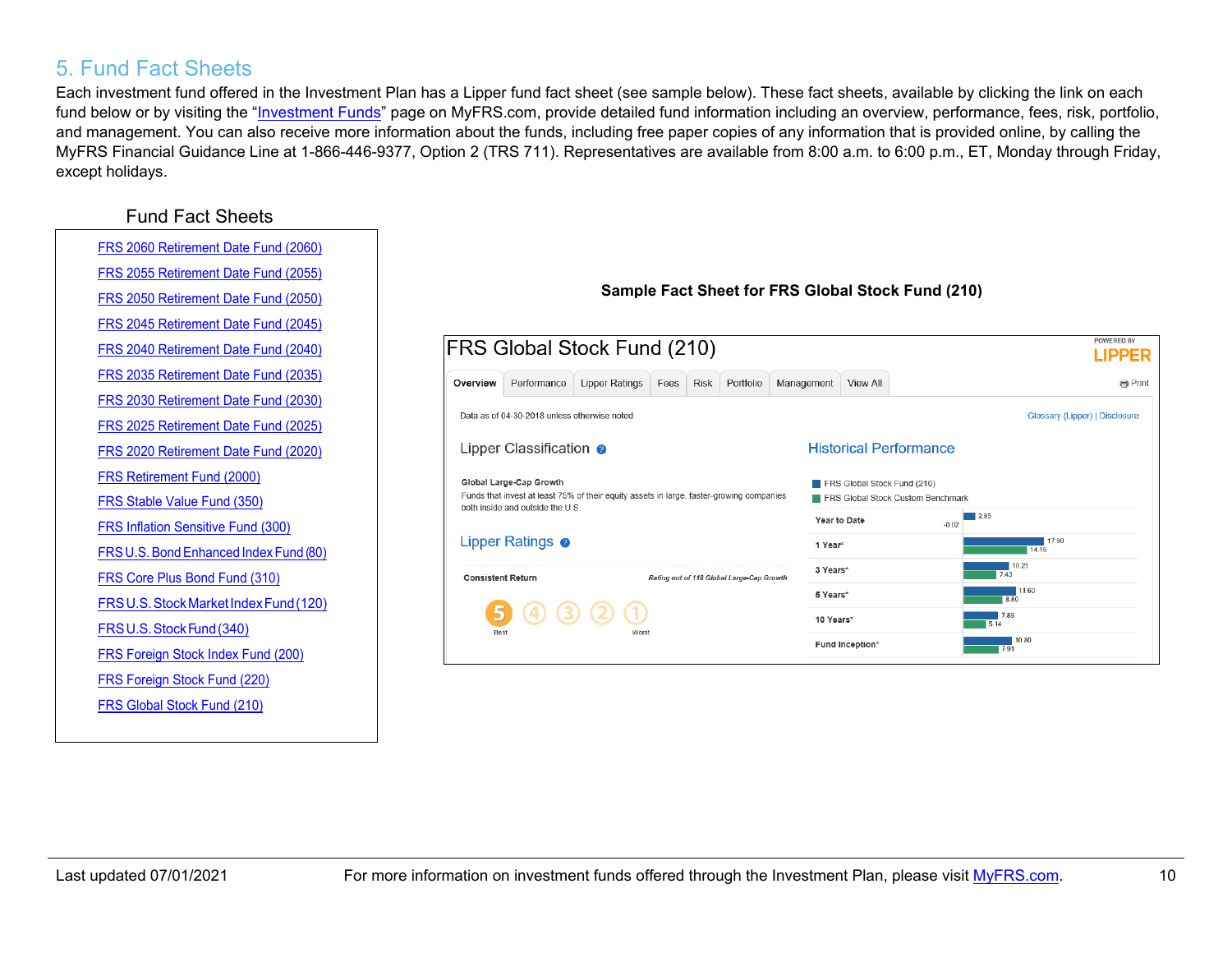## 5. Fund Fact Sheets

Each investment fund offered in the Investment Plan has a Lipper fund fact sheet (see sample below). These fact sheets, available by clicking the link on each fund below or by visiting the "Investment Funds" page on MyFRS.com, provide detailed fund information including an overview, performance, fees, risk, portfolio, and management. You can also receive more information about the funds, including free paper copies of any information that is provided online, by calling the MyFRS Financial Guidance Line at 1-866-446-9377, Option 2 (TRS 711). Representatives are available from 8:00 a.m. to 6:00 p.m., ET, Monday through Friday, except holidays.

**Fund Fact Sheets**

- FRS 2060 Retirement Date Fund (2060)
- FRS 2055 Retirement Date Fund (2055)
- FRS 2050 Retirement Date Fund (2050)
- FRS 2045 Retirement Date Fund (2045)
- FRS 2040 Retirement Date Fund (2040)
- FRS 2035 Retirement Date Fund (2035)
- FRS 2030 Retirement Date Fund (2030)
- FRS 2025 Retirement Date Fund (2025)
- FRS 2020 Retirement Date Fund (2020)
- FRS Retirement Fund (2000)
- FRS Stable Value Fund (350)
- FRS Inflation Sensitive Fund (300)
- FRS U.S. Bond Enhanced Index Fund (80)
- FRS Core Plus Bond Fund (310)
- FRS U.S. Stock Market Index Fund (120)
- FRS U.S. Stock Fund (340)
- FRS Foreign Stock Index Fund (200)
- FRS Foreign Stock Fund (220)
- FRS Global Stock Fund (210)

**Sample Fact Sheet for FRS Global Stock Fund (210)**

FRS Global Stock Fund (210)

POWERED BY LIPPER

Overview | Performance | Lipper Ratings | Fees | Risk | Portfolio | Management | View All

Print

Data as of 04-30-2018 unless otherwise noted

Glossary (Lipper) | Disclosure

Lipper Classification

**Global Large-Cap Growth**
Funds that invest at least 75% of their equity assets in large, faster-growing companies both inside and outside the U.S.

Lipper Ratings

Consistent Return

*Rating out of 118 Global Large-Cap Growth*

5 4 3 2 1

Best Worst

Historical Performance

FRS Global Stock Fund (210)
FRS Global Stock Custom Benchmark

Year to Date 2.85 -0.02
1 Year* 17.90 14.16
3 Years* 10.21 7.43
5 Years* 11.60 8.80
10 Years* 7.89 5.14
Fund Inception* 10.80 7.91

Last updated 07/01/2021

For more information on investment funds offered through the Investment Plan, please visit MyFRS.com.